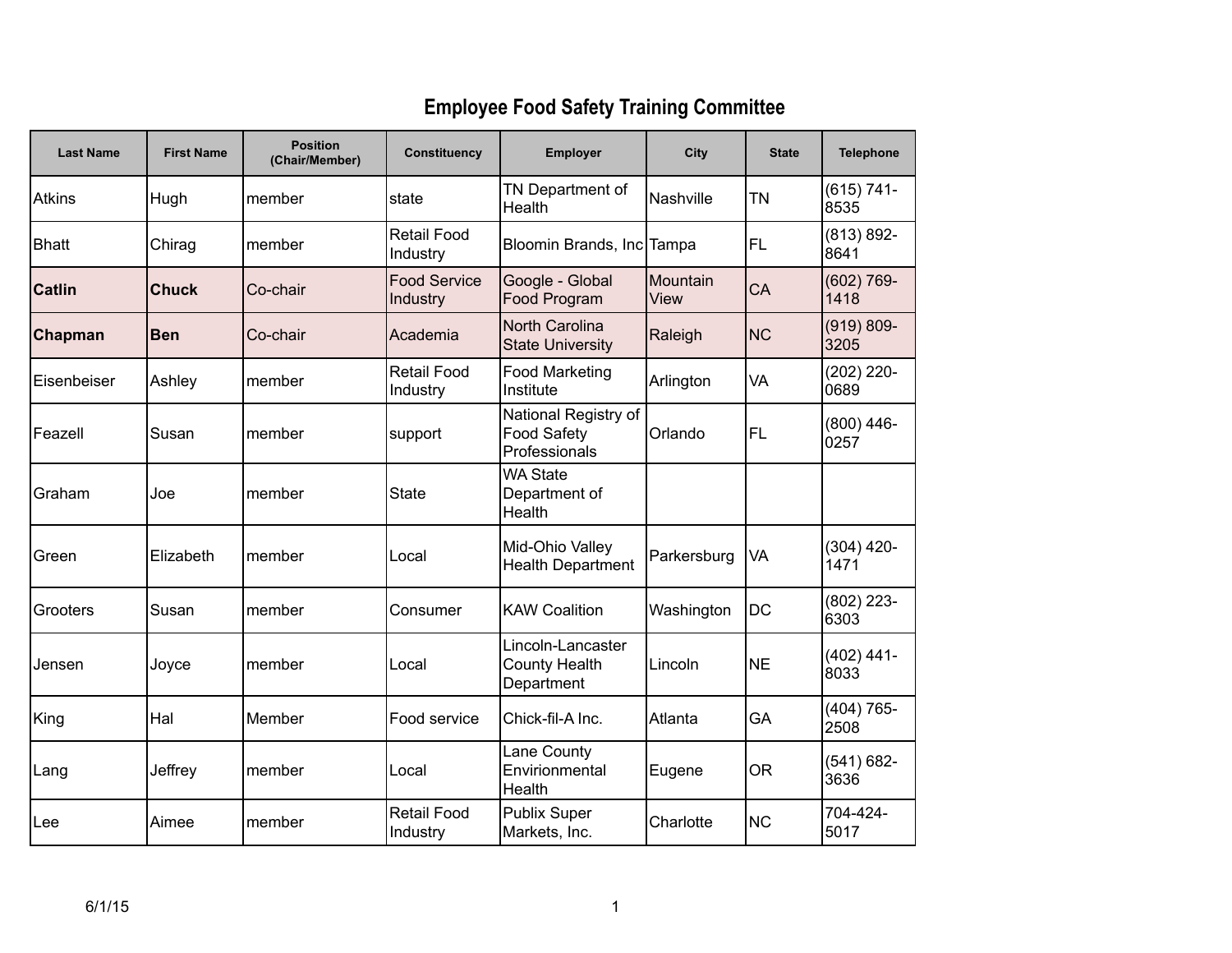# Employee Food Safety Training Committee

| Last Name | First Name | Position (Chair/Member) | Constituency | Employer | City | State | Telephone |
|---|---|---|---|---|---|---|---|
| Atkins | Hugh | member | state | TN Department of Health | Nashville | TN | (615) 741-8535 |
| Bhatt | Chirag | member | Retail Food Industry | Bloomin Brands, Inc | Tampa | FL | (813) 892-8641 |
| **Catlin** | **Chuck** | Co-chair | Food Service Industry | Google - Global Food Program | Mountain View | CA | (602) 769-1418 |
| **Chapman** | **Ben** | Co-chair | Academia | North Carolina State University | Raleigh | NC | (919) 809-3205 |
| Eisenbeiser | Ashley | member | Retail Food Industry | Food Marketing Institute | Arlington | VA | (202) 220-0689 |
| Feazell | Susan | member | support | National Registry of Food Safety Professionals | Orlando | FL | (800) 446-0257 |
| Graham | Joe | member | State | WA State Department of Health | | | |
| Green | Elizabeth | member | Local | Mid-Ohio Valley Health Department | Parkersburg | VA | (304) 420-1471 |
| Grooters | Susan | member | Consumer | KAW Coalition | Washington | DC | (802) 223-6303 |
| Jensen | Joyce | member | Local | Lincoln-Lancaster County Health Department | Lincoln | NE | (402) 441-8033 |
| King | Hal | Member | Food service | Chick-fil-A Inc. | Atlanta | GA | (404) 765-2508 |
| Lang | Jeffrey | member | Local | Lane County Envirionmental Health | Eugene | OR | (541) 682-3636 |
| Lee | Aimee | member | Retail Food Industry | Publix Super Markets, Inc. | Charlotte | NC | 704-424-5017 |

6/1/15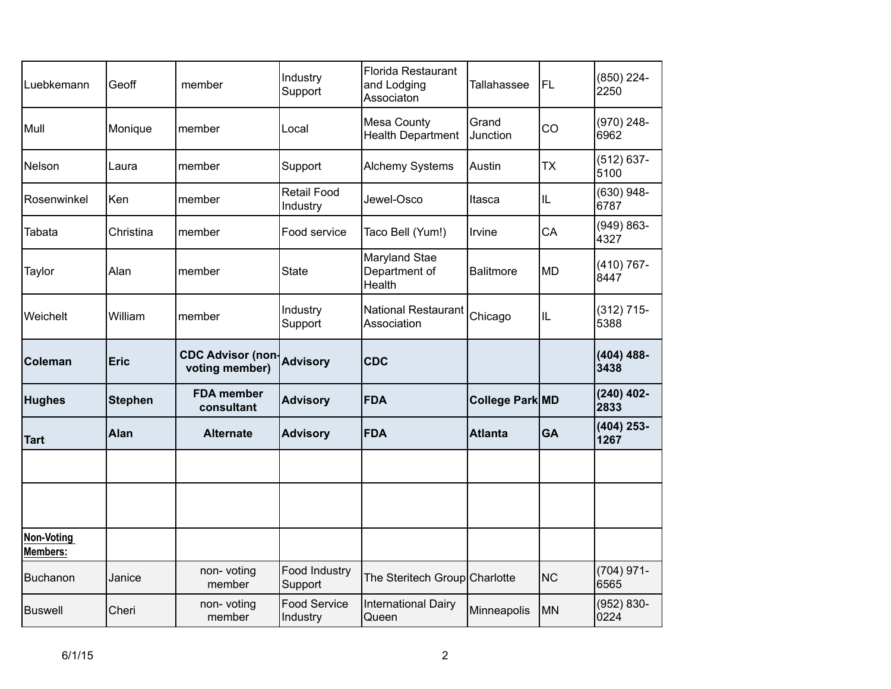| | | | | | | | |
|---|---|---|---|---|---|---|---|
| Luebkemann | Geoff | member | Industry Support | Florida Restaurant and Lodging Associaton | Tallahassee | FL | (850) 224-2250 |
| Mull | Monique | member | Local | Mesa County Health Department | Grand Junction | CO | (970) 248-6962 |
| Nelson | Laura | member | Support | Alchemy Systems | Austin | TX | (512) 637-5100 |
| Rosenwinkel | Ken | member | Retail Food Industry | Jewel-Osco | Itasca | IL | (630) 948-6787 |
| Tabata | Christina | member | Food service | Taco Bell (Yum!) | Irvine | CA | (949) 863-4327 |
| Taylor | Alan | member | State | Maryland Stae Department of Health | Balitmore | MD | (410) 767-8447 |
| Weichelt | William | member | Industry Support | National Restaurant Association | Chicago | IL | (312) 715-5388 |
| **Coleman** | **Eric** | **CDC Advisor (non-voting member)** | **Advisory** | **CDC** | | | **(404) 488-3438** |
| **Hughes** | **Stephen** | **FDA member consultant** | **Advisory** | **FDA** | **College Park** | **MD** | **(240) 402-2833** |
| **Tart** | **Alan** | **Alternate** | **Advisory** | **FDA** | **Atlanta** | **GA** | **(404) 253-1267** |
| | | | | | | | |
| | | | | | | | |
| **Non-Voting Members:** | | | | | | | |
| Buchanon | Janice | non- voting member | Food Industry Support | The Steritech Group | Charlotte | NC | (704) 971-6565 |
| Buswell | Cheri | non- voting member | Food Service Industry | International Dairy Queen | Minneapolis | MN | (952) 830-0224 |

6/1/15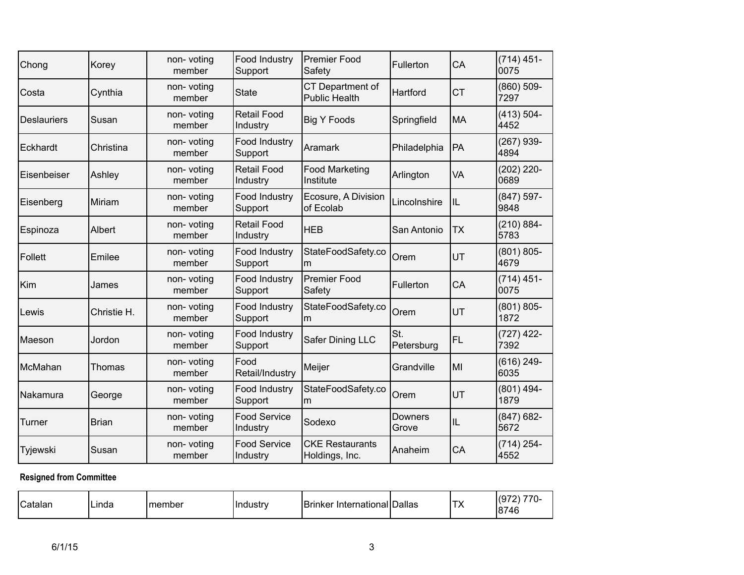| Chong | Korey | non- voting member | Food Industry Support | Premier Food Safety | Fullerton | CA | (714) 451-0075 |
|---|---|---|---|---|---|---|---|
| Costa | Cynthia | non- voting member | State | CT Department of Public Health | Hartford | CT | (860) 509-7297 |
| Deslauriers | Susan | non- voting member | Retail Food Industry | Big Y Foods | Springfield | MA | (413) 504-4452 |
| Eckhardt | Christina | non- voting member | Food Industry Support | Aramark | Philadelphia | PA | (267) 939-4894 |
| Eisenbeiser | Ashley | non- voting member | Retail Food Industry | Food Marketing Institute | Arlington | VA | (202) 220-0689 |
| Eisenberg | Miriam | non- voting member | Food Industry Support | Ecosure, A Division of Ecolab | Lincolnshire | IL | (847) 597-9848 |
| Espinoza | Albert | non- voting member | Retail Food Industry | HEB | San Antonio | TX | (210) 884-5783 |
| Follett | Emilee | non- voting member | Food Industry Support | StateFoodSafety.com | Orem | UT | (801) 805-4679 |
| Kim | James | non- voting member | Food Industry Support | Premier Food Safety | Fullerton | CA | (714) 451-0075 |
| Lewis | Christie H. | non- voting member | Food Industry Support | StateFoodSafety.com | Orem | UT | (801) 805-1872 |
| Maeson | Jordon | non- voting member | Food Industry Support | Safer Dining LLC | St. Petersburg | FL | (727) 422-7392 |
| McMahan | Thomas | non- voting member | Food Retail/Industry | Meijer | Grandville | MI | (616) 249-6035 |
| Nakamura | George | non- voting member | Food Industry Support | StateFoodSafety.com | Orem | UT | (801) 494-1879 |
| Turner | Brian | non- voting member | Food Service Industry | Sodexo | Downers Grove | IL | (847) 682-5672 |
| Tyjewski | Susan | non- voting member | Food Service Industry | CKE Restaurants Holdings, Inc. | Anaheim | CA | (714) 254-4552 |

**Resigned from Committee**

| Catalan | Linda | member | Industry | Brinker International | Dallas | TX | (972) 770-8746 |
|---|---|---|---|---|---|---|---|

6/1/15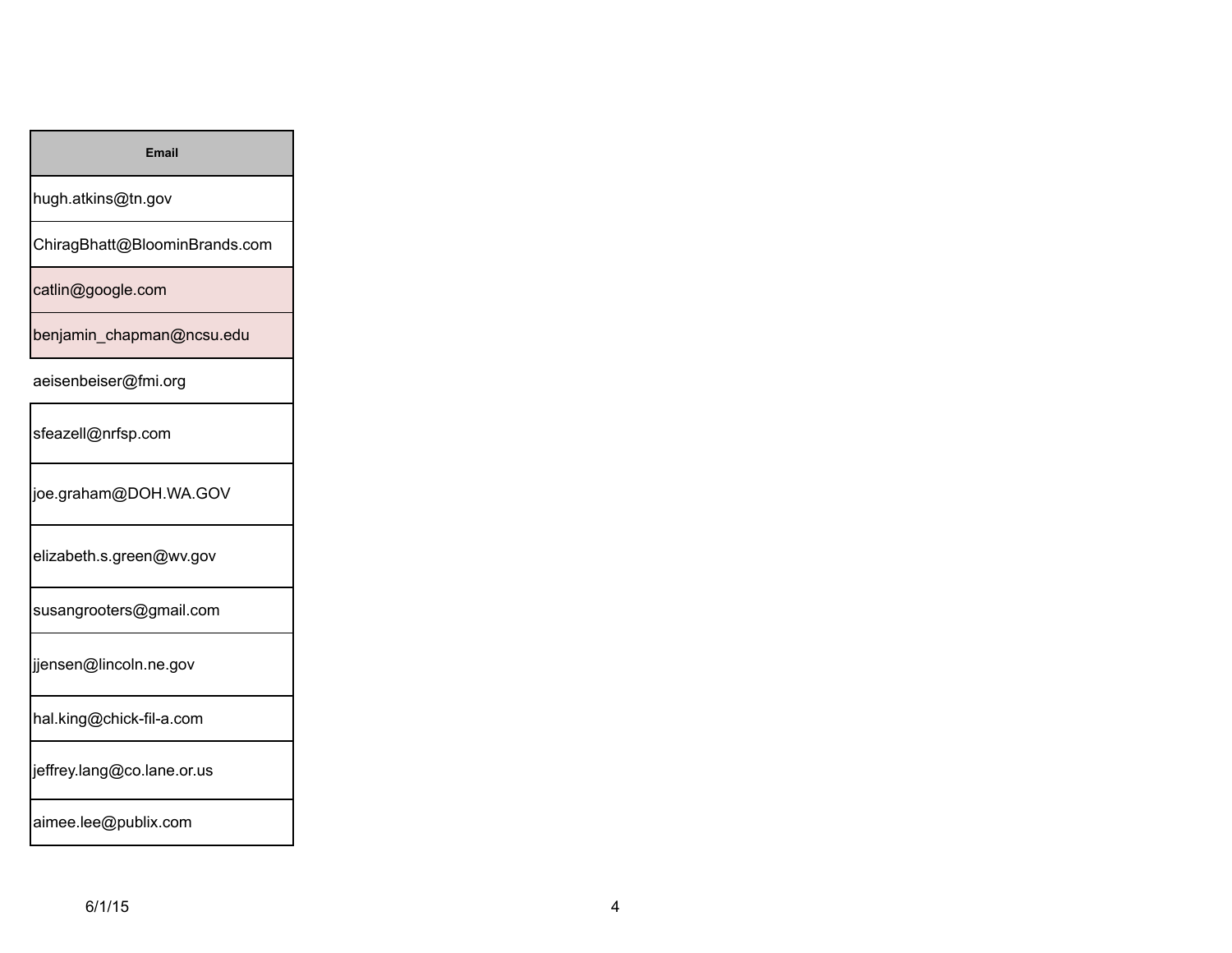| Email |
| --- |
| hugh.atkins@tn.gov |
| ChiragBhatt@BloominBrands.com |
| catlin@google.com |
| benjamin_chapman@ncsu.edu |
| aeisenbeiser@fmi.org |
| sfeazell@nrfsp.com |
| joe.graham@DOH.WA.GOV |
| elizabeth.s.green@wv.gov |
| susangrooters@gmail.com |
| jjensen@lincoln.ne.gov |
| hal.king@chick-fil-a.com |
| jeffrey.lang@co.lane.or.us |
| aimee.lee@publix.com |

6/1/15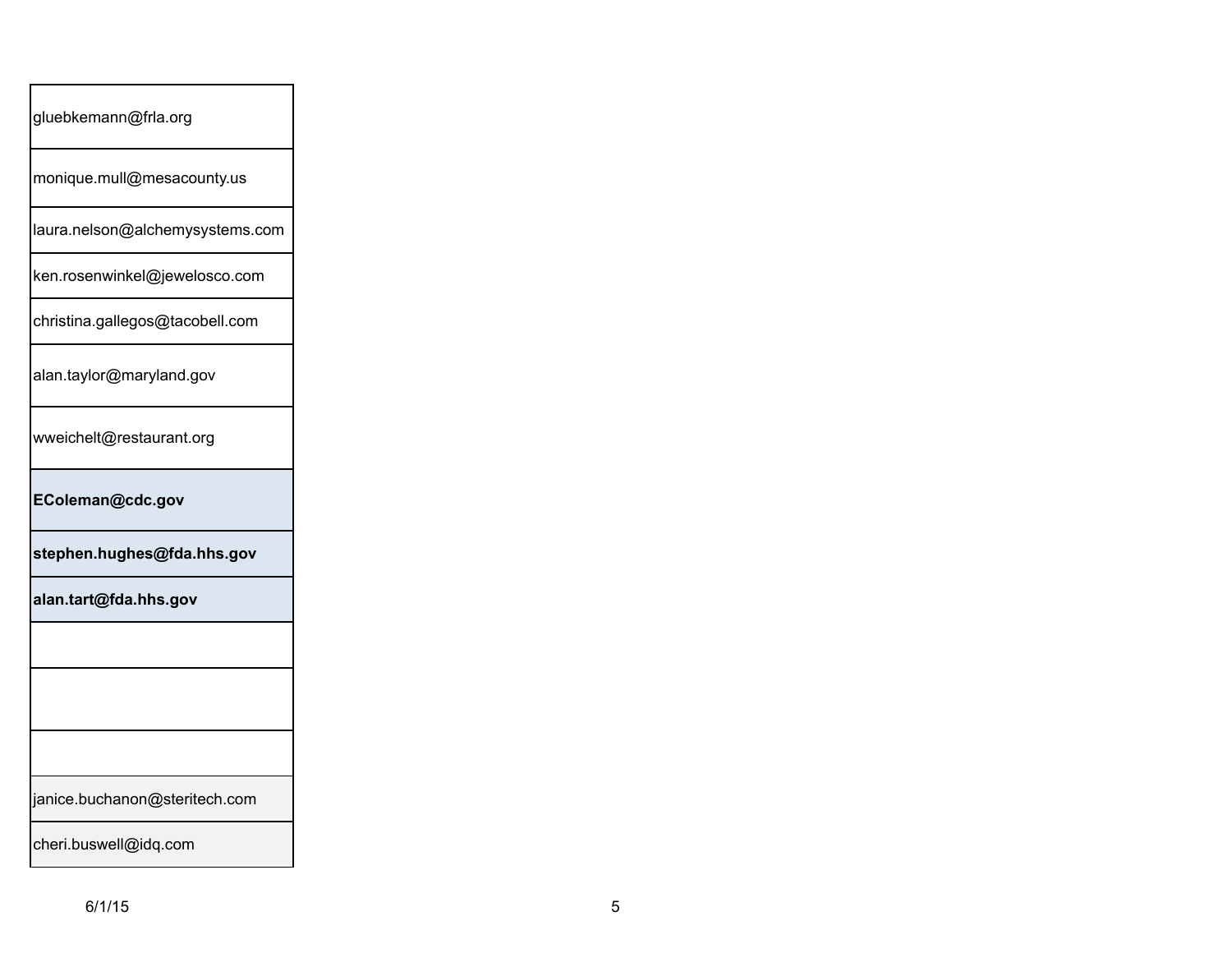| |
|---|
| gluebkemann@frla.org |
| monique.mull@mesacounty.us |
| laura.nelson@alchemysystems.com |
| ken.rosenwinkel@jewelosco.com |
| christina.gallegos@tacobell.com |
| alan.taylor@maryland.gov |
| wweichelt@restaurant.org |
| **EColeman@cdc.gov** |
| **stephen.hughes@fda.hhs.gov** |
| **alan.tart@fda.hhs.gov** |
| |
| |
| |
| janice.buchanon@steritech.com |
| cheri.buswell@idq.com |

6/1/15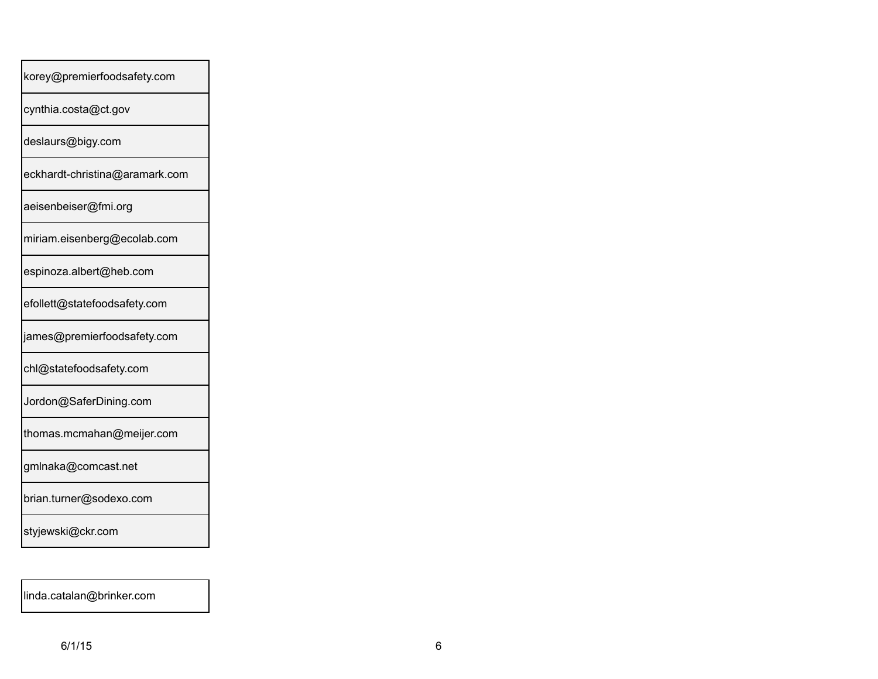| |
|---|
| korey@premierfoodsafety.com |
| cynthia.costa@ct.gov |
| deslaurs@bigy.com |
| eckhardt-christina@aramark.com |
| aeisenbeiser@fmi.org |
| miriam.eisenberg@ecolab.com |
| espinoza.albert@heb.com |
| efollett@statefoodsafety.com |
| james@premierfoodsafety.com |
| chl@statefoodsafety.com |
| Jordon@SaferDining.com |
| thomas.mcmahan@meijer.com |
| gmlnaka@comcast.net |
| brian.turner@sodexo.com |
| styjewski@ckr.com |

| |
|---|
| linda.catalan@brinker.com |

6/1/15